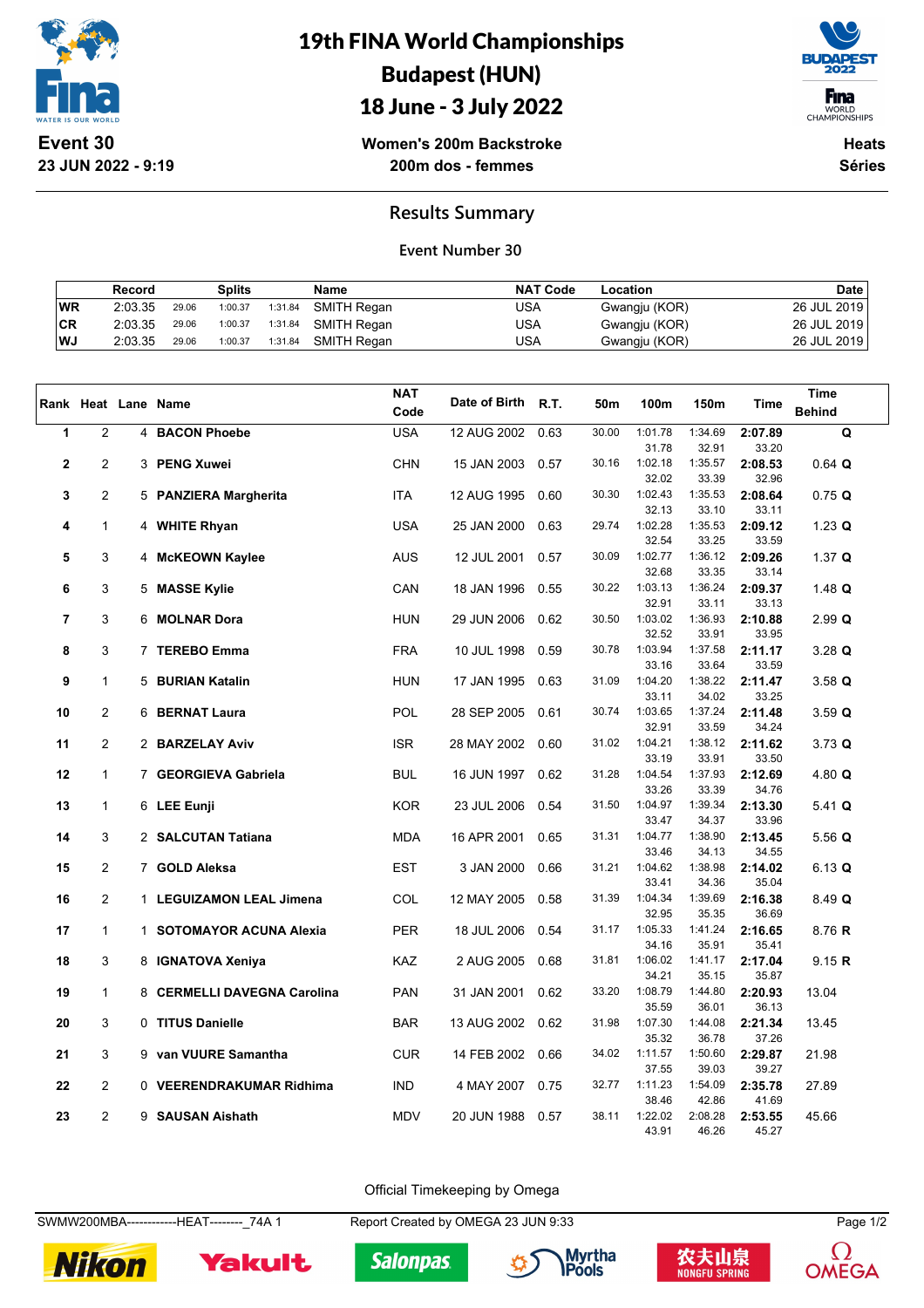# 19th FINA World Championships
## Budapest (HUN)
## 18 June - 3 July 2022

**Event 30**
**23 JUN 2022 - 9:19**

**Women's 200m Backstroke**
**200m dos - femmes**

**Heats**
**Séries**

## Results Summary

### Event Number 30

| | Record | Splits | | | Name | NAT Code | Location | Date |
|---|---|---|---|---|---|---|---|---|
| WR | 2:03.35 | 29.06 | 1:00.37 | 1:31.84 | SMITH Regan | USA | Gwangju (KOR) | 26 JUL 2019 |
| CR | 2:03.35 | 29.06 | 1:00.37 | 1:31.84 | SMITH Regan | USA | Gwangju (KOR) | 26 JUL 2019 |
| WJ | 2:03.35 | 29.06 | 1:00.37 | 1:31.84 | SMITH Regan | USA | Gwangju (KOR) | 26 JUL 2019 |

| Rank | Heat | Lane | Name | NAT Code | Date of Birth | R.T. | 50m | 100m | 150m | Time | Time Behind |
|---|---|---|---|---|---|---|---|---|---|---|---|
| 1 | 2 | 4 | **BACON Phoebe** | USA | 12 AUG 2002 | 0.63 | 30.00 | 1:01.78 | 1:34.69 | **2:07.89** | **Q** |
| | | | | | | | | 31.78 | 32.91 | 33.20 | |
| 2 | 2 | 3 | **PENG Xuwei** | CHN | 15 JAN 2003 | 0.57 | 30.16 | 1:02.18 | 1:35.57 | **2:08.53** | 0.64 **Q** |
| | | | | | | | | 32.02 | 33.39 | 32.96 | |
| 3 | 2 | 5 | **PANZIERA Margherita** | ITA | 12 AUG 1995 | 0.60 | 30.30 | 1:02.43 | 1:35.53 | **2:08.64** | 0.75 **Q** |
| | | | | | | | | 32.13 | 33.10 | 33.11 | |
| 4 | 1 | 4 | **WHITE Rhyan** | USA | 25 JAN 2000 | 0.63 | 29.74 | 1:02.28 | 1:35.53 | **2:09.12** | 1.23 **Q** |
| | | | | | | | | 32.54 | 33.25 | 33.59 | |
| 5 | 3 | 4 | **McKEOWN Kaylee** | AUS | 12 JUL 2001 | 0.57 | 30.09 | 1:02.77 | 1:36.12 | **2:09.26** | 1.37 **Q** |
| | | | | | | | | 32.68 | 33.35 | 33.14 | |
| 6 | 3 | 5 | **MASSE Kylie** | CAN | 18 JAN 1996 | 0.55 | 30.22 | 1:03.13 | 1:36.24 | **2:09.37** | 1.48 **Q** |
| | | | | | | | | 32.91 | 33.11 | 33.13 | |
| 7 | 3 | 6 | **MOLNAR Dora** | HUN | 29 JUN 2006 | 0.62 | 30.50 | 1:03.02 | 1:36.93 | **2:10.88** | 2.99 **Q** |
| | | | | | | | | 32.52 | 33.91 | 33.95 | |
| 8 | 3 | 7 | **TEREBO Emma** | FRA | 10 JUL 1998 | 0.59 | 30.78 | 1:03.94 | 1:37.58 | **2:11.17** | 3.28 **Q** |
| | | | | | | | | 33.16 | 33.64 | 33.59 | |
| 9 | 1 | 5 | **BURIAN Katalin** | HUN | 17 JAN 1995 | 0.63 | 31.09 | 1:04.20 | 1:38.22 | **2:11.47** | 3.58 **Q** |
| | | | | | | | | 33.11 | 34.02 | 33.25 | |
| 10 | 2 | 6 | **BERNAT Laura** | POL | 28 SEP 2005 | 0.61 | 30.74 | 1:03.65 | 1:37.24 | **2:11.48** | 3.59 **Q** |
| | | | | | | | | 32.91 | 33.59 | 34.24 | |
| 11 | 2 | 2 | **BARZELAY Aviv** | ISR | 28 MAY 2002 | 0.60 | 31.02 | 1:04.21 | 1:38.12 | **2:11.62** | 3.73 **Q** |
| | | | | | | | | 33.19 | 33.91 | 33.50 | |
| 12 | 1 | 7 | **GEORGIEVA Gabriela** | BUL | 16 JUN 1997 | 0.62 | 31.28 | 1:04.54 | 1:37.93 | **2:12.69** | 4.80 **Q** |
| | | | | | | | | 33.26 | 33.39 | 34.76 | |
| 13 | 1 | 6 | **LEE Eunji** | KOR | 23 JUL 2006 | 0.54 | 31.50 | 1:04.97 | 1:39.34 | **2:13.30** | 5.41 **Q** |
| | | | | | | | | 33.47 | 34.37 | 33.96 | |
| 14 | 3 | 2 | **SALCUTAN Tatiana** | MDA | 16 APR 2001 | 0.65 | 31.31 | 1:04.77 | 1:38.90 | **2:13.45** | 5.56 **Q** |
| | | | | | | | | 33.46 | 34.13 | 34.55 | |
| 15 | 2 | 7 | **GOLD Aleksa** | EST | 3 JAN 2000 | 0.66 | 31.21 | 1:04.62 | 1:38.98 | **2:14.02** | 6.13 **Q** |
| | | | | | | | | 33.41 | 34.36 | 35.04 | |
| 16 | 2 | 1 | **LEGUIZAMON LEAL Jimena** | COL | 12 MAY 2005 | 0.58 | 31.39 | 1:04.34 | 1:39.69 | **2:16.38** | 8.49 **Q** |
| | | | | | | | | 32.95 | 35.35 | 36.69 | |
| 17 | 1 | 1 | **SOTOMAYOR ACUNA Alexia** | PER | 18 JUL 2006 | 0.54 | 31.17 | 1:05.33 | 1:41.24 | **2:16.65** | 8.76 **R** |
| | | | | | | | | 34.16 | 35.91 | 35.41 | |
| 18 | 3 | 8 | **IGNATOVA Xeniya** | KAZ | 2 AUG 2005 | 0.68 | 31.81 | 1:06.02 | 1:41.17 | **2:17.04** | 9.15 **R** |
| | | | | | | | | 34.21 | 35.15 | 35.87 | |
| 19 | 1 | 8 | **CERMELLI DAVEGNA Carolina** | PAN | 31 JAN 2001 | 0.62 | 33.20 | 1:08.79 | 1:44.80 | **2:20.93** | 13.04 |
| | | | | | | | | 35.59 | 36.01 | 36.13 | |
| 20 | 3 | 0 | **TITUS Danielle** | BAR | 13 AUG 2002 | 0.62 | 31.98 | 1:07.30 | 1:44.08 | **2:21.34** | 13.45 |
| | | | | | | | | 35.32 | 36.78 | 37.26 | |
| 21 | 3 | 9 | **van VUURE Samantha** | CUR | 14 FEB 2002 | 0.66 | 34.02 | 1:11.57 | 1:50.60 | **2:29.87** | 21.98 |
| | | | | | | | | 37.55 | 39.03 | 39.27 | |
| 22 | 2 | 0 | **VEERENDRAKUMAR Ridhima** | IND | 4 MAY 2007 | 0.75 | 32.77 | 1:11.23 | 1:54.09 | **2:35.78** | 27.89 |
| | | | | | | | | 38.46 | 42.86 | 41.69 | |
| 23 | 2 | 9 | **SAUSAN Aishath** | MDV | 20 JUN 1988 | 0.57 | 38.11 | 1:22.02 | 2:08.28 | **2:53.55** | 45.66 |
| | | | | | | | | 43.91 | 46.26 | 45.27 | |

Official Timekeeping by Omega

SWMW200MBA------------HEAT--------_74A 1 Report Created by OMEGA 23 JUN 9:33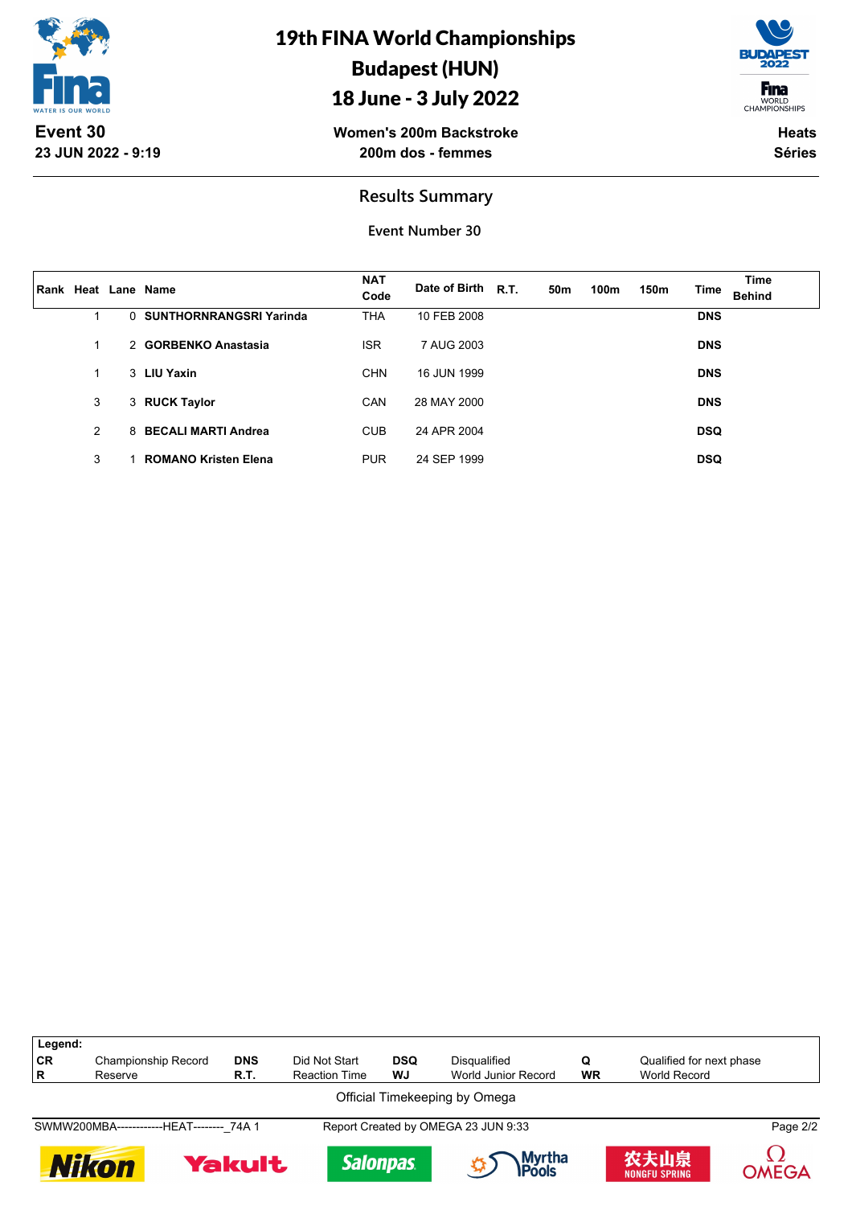# 19th FINA World Championships
## Budapest (HUN)
## 18 June - 3 July 2022

**Event 30**
**23 JUN 2022 - 9:19**

**Women's 200m Backstroke**
**200m dos - femmes**

**Heats**
**Séries**

### Results Summary

**Event Number 30**

| Rank | Heat | Lane | Name | NAT Code | Date of Birth | R.T. | 50m | 100m | 150m | Time | Time Behind |
|---|---|---|---|---|---|---|---|---|---|---|---|
| | 1 | 0 | **SUNTHORNRANGSRI Yarinda** | THA | 10 FEB 2008 | | | | | **DNS** | |
| | 1 | 2 | **GORBENKO Anastasia** | ISR | 7 AUG 2003 | | | | | **DNS** | |
| | 1 | 3 | **LIU Yaxin** | CHN | 16 JUN 1999 | | | | | **DNS** | |
| | 3 | 3 | **RUCK Taylor** | CAN | 28 MAY 2000 | | | | | **DNS** | |
| | 2 | 8 | **BECALI MARTI Andrea** | CUB | 24 APR 2004 | | | | | **DSQ** | |
| | 3 | 1 | **ROMANO Kristen Elena** | PUR | 24 SEP 1999 | | | | | **DSQ** | |

**Legend:**

| | | | | | | | |
|---|---|---|---|---|---|---|---|
| **CR** | Championship Record | **DNS** | Did Not Start | **DSQ** | Disqualified | **Q** | Qualified for next phase |
| **R** | Reserve | **R.T.** | Reaction Time | **WJ** | World Junior Record | **WR** | World Record |

Official Timekeeping by Omega

SWMW200MBA------------HEAT--------_74A 1 Report Created by OMEGA 23 JUN 9:33